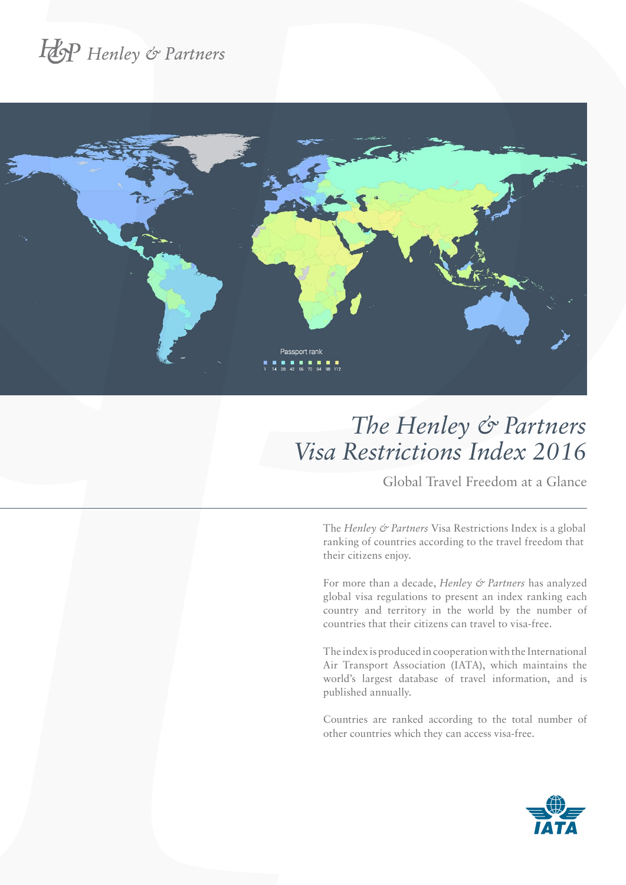Henley & Partners

Passport rank

1 14 28 42 56 70 84 98 112

# *The Henley & Partners Visa Restrictions Index 2016*

## Global Travel Freedom at a Glance

The *Henley & Partners* Visa Restrictions Index is a global ranking of countries according to the travel freedom that their citizens enjoy.

For more than a decade, *Henley & Partners* has analyzed global visa regulations to present an index ranking each country and territory in the world by the number of countries that their citizens can travel to visa-free.

The index is produced in cooperation with the International Air Transport Association (IATA), which maintains the world's largest database of travel information, and is published annually.

Countries are ranked according to the total number of other countries which they can access visa-free.

IATA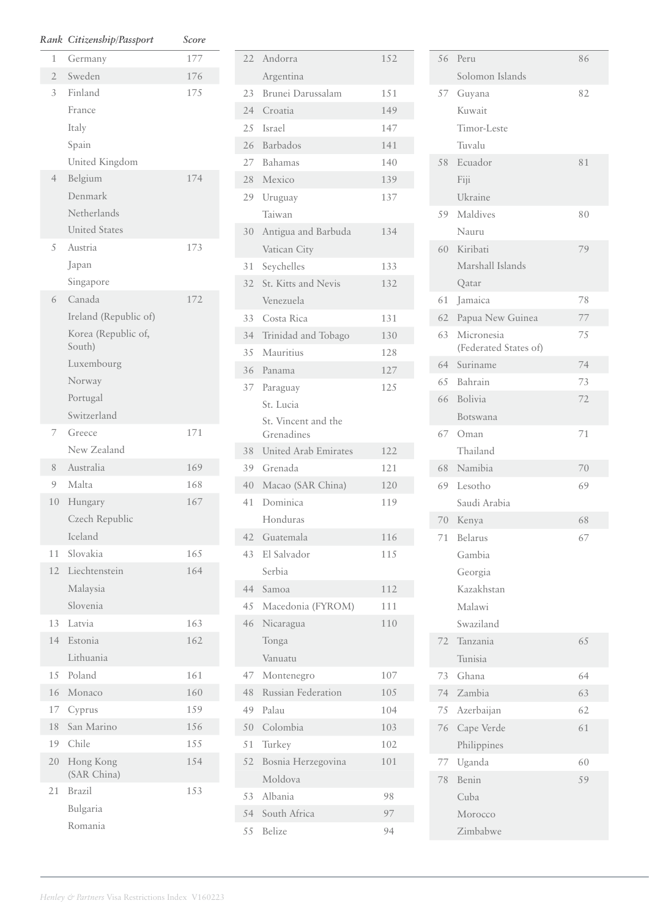| Rank | Citizenship/Passport | Score |
|---|---|---|
| 1 | Germany | 177 |
| 2 | Sweden | 176 |
| 3 | Finland | 175 |
| | France | |
| | Italy | |
| | Spain | |
| | United Kingdom | |
| 4 | Belgium | 174 |
| | Denmark | |
| | Netherlands | |
| | United States | |
| 5 | Austria | 173 |
| | Japan | |
| | Singapore | |
| 6 | Canada | 172 |
| | Ireland (Republic of) | |
| | Korea (Republic of, South) | |
| | Luxembourg | |
| | Norway | |
| | Portugal | |
| | Switzerland | |
| 7 | Greece | 171 |
| | New Zealand | |
| 8 | Australia | 169 |
| 9 | Malta | 168 |
| 10 | Hungary | 167 |
| | Czech Republic | |
| | Iceland | |
| 11 | Slovakia | 165 |
| 12 | Liechtenstein | 164 |
| | Malaysia | |
| | Slovenia | |
| 13 | Latvia | 163 |
| 14 | Estonia | 162 |
| | Lithuania | |
| 15 | Poland | 161 |
| 16 | Monaco | 160 |
| 17 | Cyprus | 159 |
| 18 | San Marino | 156 |
| 19 | Chile | 155 |
| 20 | Hong Kong (SAR China) | 154 |
| 21 | Brazil | 153 |
| | Bulgaria | |
| | Romania | |
| 22 | Andorra | 152 |
| | Argentina | |
| 23 | Brunei Darussalam | 151 |
| 24 | Croatia | 149 |
| 25 | Israel | 147 |
| 26 | Barbados | 141 |
| 27 | Bahamas | 140 |
| 28 | Mexico | 139 |
| 29 | Uruguay | 137 |
| | Taiwan | |
| 30 | Antigua and Barbuda | 134 |
| | Vatican City | |
| 31 | Seychelles | 133 |
| 32 | St. Kitts and Nevis | 132 |
| | Venezuela | |
| 33 | Costa Rica | 131 |
| 34 | Trinidad and Tobago | 130 |
| 35 | Mauritius | 128 |
| 36 | Panama | 127 |
| 37 | Paraguay | 125 |
| | St. Lucia | |
| | St. Vincent and the Grenadines | |
| 38 | United Arab Emirates | 122 |
| 39 | Grenada | 121 |
| 40 | Macao (SAR China) | 120 |
| 41 | Dominica | 119 |
| | Honduras | |
| 42 | Guatemala | 116 |
| 43 | El Salvador | 115 |
| | Serbia | |
| 44 | Samoa | 112 |
| 45 | Macedonia (FYROM) | 111 |
| 46 | Nicaragua | 110 |
| | Tonga | |
| | Vanuatu | |
| 47 | Montenegro | 107 |
| 48 | Russian Federation | 105 |
| 49 | Palau | 104 |
| 50 | Colombia | 103 |
| 51 | Turkey | 102 |
| 52 | Bosnia Herzegovina | 101 |
| | Moldova | |
| 53 | Albania | 98 |
| 54 | South Africa | 97 |
| 55 | Belize | 94 |
| 56 | Peru | 86 |
| | Solomon Islands | |
| 57 | Guyana | 82 |
| | Kuwait | |
| | Timor-Leste | |
| | Tuvalu | |
| 58 | Ecuador | 81 |
| | Fiji | |
| | Ukraine | |
| 59 | Maldives | 80 |
| | Nauru | |
| 60 | Kiribati | 79 |
| | Marshall Islands | |
| | Qatar | |
| 61 | Jamaica | 78 |
| 62 | Papua New Guinea | 77 |
| 63 | Micronesia (Federated States of) | 75 |
| 64 | Suriname | 74 |
| 65 | Bahrain | 73 |
| 66 | Bolivia | 72 |
| | Botswana | |
| 67 | Oman | 71 |
| | Thailand | |
| 68 | Namibia | 70 |
| 69 | Lesotho | 69 |
| | Saudi Arabia | |
| 70 | Kenya | 68 |
| 71 | Belarus | 67 |
| | Gambia | |
| | Georgia | |
| | Kazakhstan | |
| | Malawi | |
| | Swaziland | |
| 72 | Tanzania | 65 |
| | Tunisia | |
| 73 | Ghana | 64 |
| 74 | Zambia | 63 |
| 75 | Azerbaijan | 62 |
| 76 | Cape Verde | 61 |
| | Philippines | |
| 77 | Uganda | 60 |
| 78 | Benin | 59 |
| | Cuba | |
| | Morocco | |
| | Zimbabwe | |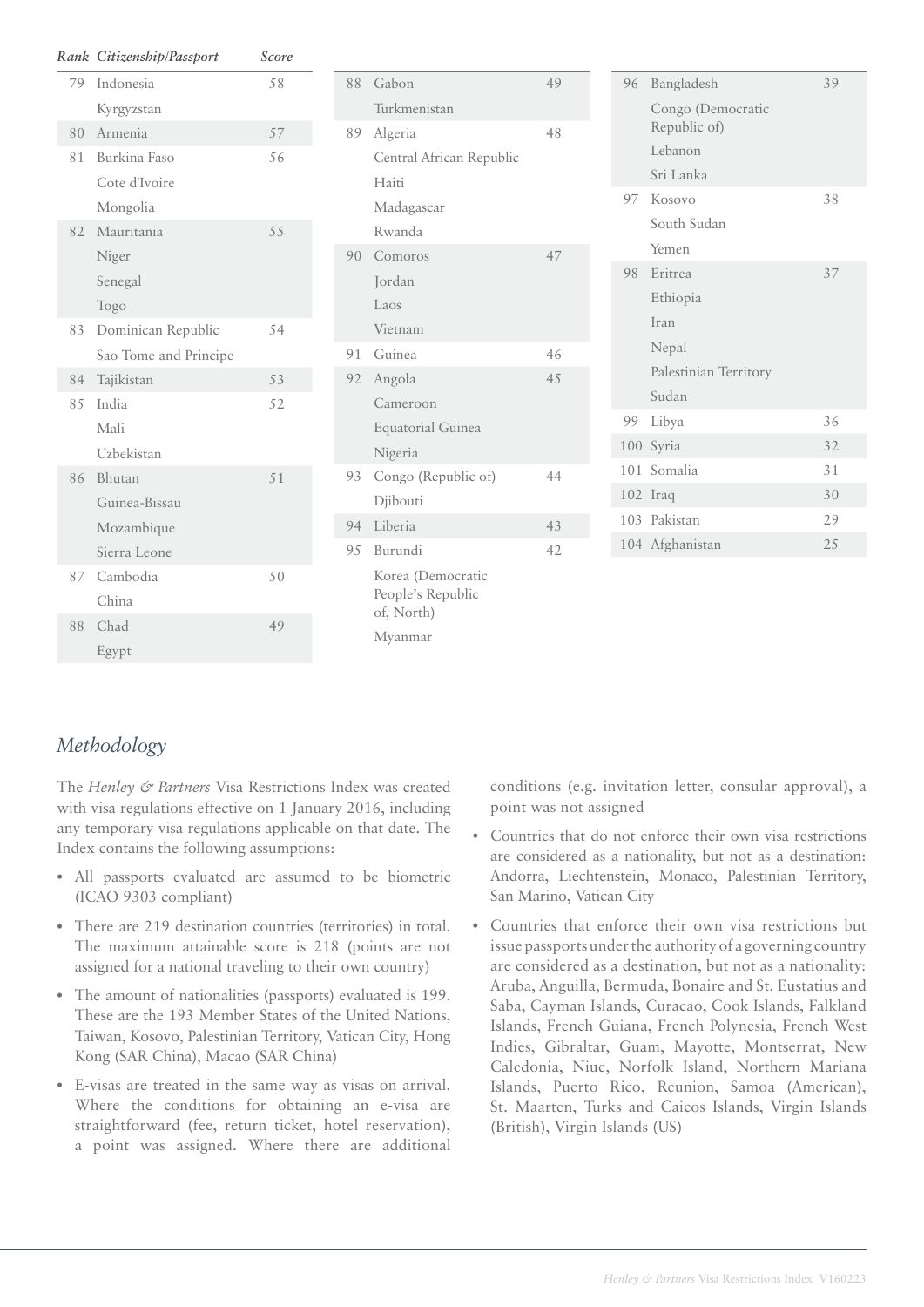| Rank | Citizenship/Passport | Score |
|---|---|---|
| 79 | Indonesia | 58 |
| | Kyrgyzstan | |
| 80 | Armenia | 57 |
| 81 | Burkina Faso | 56 |
| | Cote d'Ivoire | |
| | Mongolia | |
| 82 | Mauritania | 55 |
| | Niger | |
| | Senegal | |
| | Togo | |
| 83 | Dominican Republic | 54 |
| | Sao Tome and Principe | |
| 84 | Tajikistan | 53 |
| 85 | India | 52 |
| | Mali | |
| | Uzbekistan | |
| 86 | Bhutan | 51 |
| | Guinea-Bissau | |
| | Mozambique | |
| | Sierra Leone | |
| 87 | Cambodia | 50 |
| | China | |
| 88 | Chad | 49 |
| | Egypt | |
| 88 | Gabon | 49 |
| | Turkmenistan | |
| 89 | Algeria | 48 |
| | Central African Republic | |
| | Haiti | |
| | Madagascar | |
| | Rwanda | |
| 90 | Comoros | 47 |
| | Jordan | |
| | Laos | |
| | Vietnam | |
| 91 | Guinea | 46 |
| 92 | Angola | 45 |
| | Cameroon | |
| | Equatorial Guinea | |
| | Nigeria | |
| 93 | Congo (Republic of) | 44 |
| | Djibouti | |
| 94 | Liberia | 43 |
| 95 | Burundi | 42 |
| | Korea (Democratic People's Republic of, North) | |
| | Myanmar | |
| 96 | Bangladesh | 39 |
| | Congo (Democratic Republic of) | |
| | Lebanon | |
| | Sri Lanka | |
| 97 | Kosovo | 38 |
| | South Sudan | |
| | Yemen | |
| 98 | Eritrea | 37 |
| | Ethiopia | |
| | Iran | |
| | Nepal | |
| | Palestinian Territory | |
| | Sudan | |
| 99 | Libya | 36 |
| 100 | Syria | 32 |
| 101 | Somalia | 31 |
| 102 | Iraq | 30 |
| 103 | Pakistan | 29 |
| 104 | Afghanistan | 25 |

## *Methodology*

The *Henley & Partners* Visa Restrictions Index was created with visa regulations effective on 1 January 2016, including any temporary visa regulations applicable on that date. The Index contains the following assumptions:

- All passports evaluated are assumed to be biometric (ICAO 9303 compliant)
- There are 219 destination countries (territories) in total. The maximum attainable score is 218 (points are not assigned for a national traveling to their own country)
- The amount of nationalities (passports) evaluated is 199. These are the 193 Member States of the United Nations, Taiwan, Kosovo, Palestinian Territory, Vatican City, Hong Kong (SAR China), Macao (SAR China)
- E-visas are treated in the same way as visas on arrival. Where the conditions for obtaining an e-visa are straightforward (fee, return ticket, hotel reservation), a point was assigned. Where there are additional conditions (e.g. invitation letter, consular approval), a point was not assigned
- Countries that do not enforce their own visa restrictions are considered as a nationality, but not as a destination: Andorra, Liechtenstein, Monaco, Palestinian Territory, San Marino, Vatican City
- Countries that enforce their own visa restrictions but issue passports under the authority of a governing country are considered as a destination, but not as a nationality: Aruba, Anguilla, Bermuda, Bonaire and St. Eustatius and Saba, Cayman Islands, Curacao, Cook Islands, Falkland Islands, French Guiana, French Polynesia, French West Indies, Gibraltar, Guam, Mayotte, Montserrat, New Caledonia, Niue, Norfolk Island, Northern Mariana Islands, Puerto Rico, Reunion, Samoa (American), St. Maarten, Turks and Caicos Islands, Virgin Islands (British), Virgin Islands (US)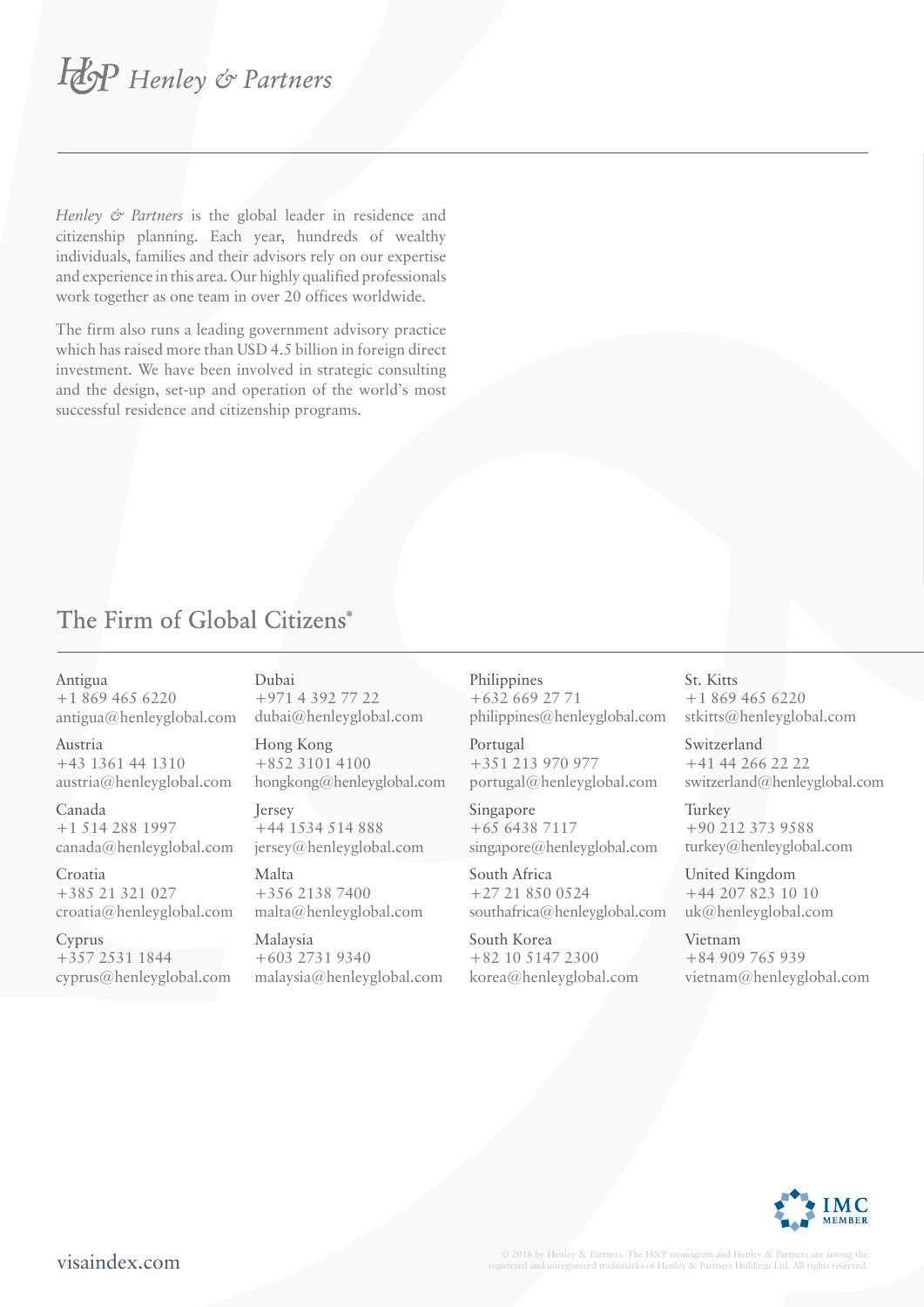# *Henley & Partners*

*Henley & Partners* is the global leader in residence and citizenship planning. Each year, hundreds of wealthy individuals, families and their advisors rely on our expertise and experience in this area. Our highly qualified professionals work together as one team in over 20 offices worldwide.

The firm also runs a leading government advisory practice which has raised more than USD 4.5 billion in foreign direct investment. We have been involved in strategic consulting and the design, set-up and operation of the world's most successful residence and citizenship programs.

## The Firm of Global Citizens®

Antigua
+1 869 465 6220
antigua@henleyglobal.com

Austria
+43 1361 44 1310
austria@henleyglobal.com

Canada
+1 514 288 1997
canada@henleyglobal.com

Croatia
+385 21 321 027
croatia@henleyglobal.com

Cyprus
+357 2531 1844
cyprus@henleyglobal.com

Dubai
+971 4 392 77 22
dubai@henleyglobal.com

Hong Kong
+852 3101 4100
hongkong@henleyglobal.com

Jersey
+44 1534 514 888
jersey@henleyglobal.com

Malta
+356 2138 7400
malta@henleyglobal.com

Malaysia
+603 2731 9340
malaysia@henleyglobal.com

Philippines
+632 669 27 71
philippines@henleyglobal.com

Portugal
+351 213 970 977
portugal@henleyglobal.com

Singapore
+65 6438 7117
singapore@henleyglobal.com

South Africa
+27 21 850 0524
southafrica@henleyglobal.com

South Korea
+82 10 5147 2300
korea@henleyglobal.com

St. Kitts
+1 869 465 6220
stkitts@henleyglobal.com

Switzerland
+41 44 266 22 22
switzerland@henleyglobal.com

Turkey
+90 212 373 9588
turkey@henleyglobal.com

United Kingdom
+44 207 823 10 10
uk@henleyglobal.com

Vietnam
+84 909 765 939
vietnam@henleyglobal.com

IMC MEMBER

visaindex.com

© 2016 by Henley & Partners. The H&P monogram and Henley & Partners are among the registered and unregistered trademarks of Henley & Partners Holdings Ltd. All rights reserved.